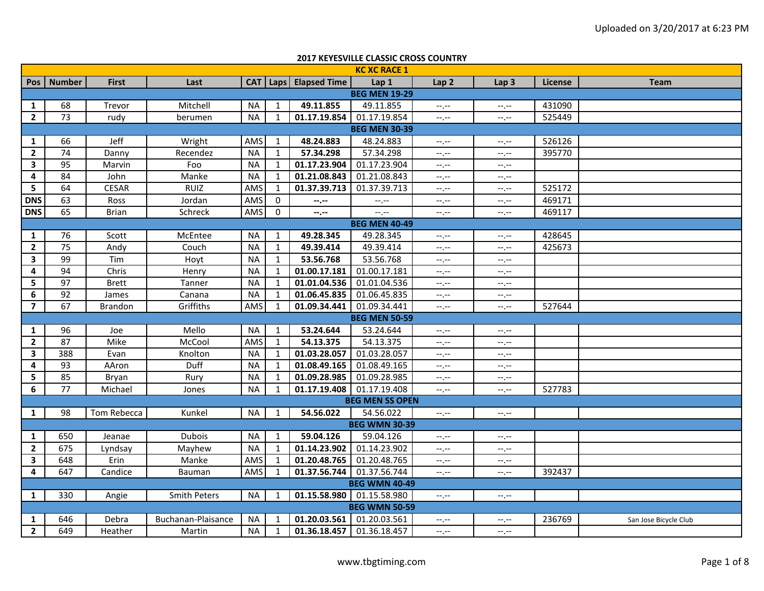"Uploaded on 3/20/2017 at 6:23 PM" is a header — likely running; omit.

# 2017 KEYESVILLE CLASSIC CROSS COUNTRY

## KC XC RACE 1

| Pos | Number | First | Last | CAT | Laps | Elapsed Time | Lap 1 | Lap 2 | Lap 3 | License | Team |
|---|---|---|---|---|---|---|---|---|---|---|---|
| **BEG MEN 19-29** | | | | | | | | | | | |
| **1** | 68 | Trevor | Mitchell | NA | 1 | **49.11.855** | 49.11.855 | --.-- | --.-- | 431090 | |
| **2** | 73 | rudy | berumen | NA | 1 | **01.17.19.854** | 01.17.19.854 | --.-- | --.-- | 525449 | |
| **BEG MEN 30-39** | | | | | | | | | | | |
| **1** | 66 | Jeff | Wright | AMS | 1 | **48.24.883** | 48.24.883 | --.-- | --.-- | 526126 | |
| **2** | 74 | Danny | Recendez | NA | 1 | **57.34.298** | 57.34.298 | --.-- | --.-- | 395770 | |
| **3** | 95 | Marvin | Foo | NA | 1 | **01.17.23.904** | 01.17.23.904 | --.-- | --.-- | | |
| **4** | 84 | John | Manke | NA | 1 | **01.21.08.843** | 01.21.08.843 | --.-- | --.-- | | |
| **5** | 64 | CESAR | RUIZ | AMS | 1 | **01.37.39.713** | 01.37.39.713 | --.-- | --.-- | 525172 | |
| **DNS** | 63 | Ross | Jordan | AMS | 0 | **--.--** | --.-- | --.-- | --.-- | 469171 | |
| **DNS** | 65 | Brian | Schreck | AMS | 0 | **--.--** | --.-- | --.-- | --.-- | 469117 | |
| **BEG MEN 40-49** | | | | | | | | | | | |
| **1** | 76 | Scott | McEntee | NA | 1 | **49.28.345** | 49.28.345 | --.-- | --.-- | 428645 | |
| **2** | 75 | Andy | Couch | NA | 1 | **49.39.414** | 49.39.414 | --.-- | --.-- | 425673 | |
| **3** | 99 | Tim | Hoyt | NA | 1 | **53.56.768** | 53.56.768 | --.-- | --.-- | | |
| **4** | 94 | Chris | Henry | NA | 1 | **01.00.17.181** | 01.00.17.181 | --.-- | --.-- | | |
| **5** | 97 | Brett | Tanner | NA | 1 | **01.01.04.536** | 01.01.04.536 | --.-- | --.-- | | |
| **6** | 92 | James | Canana | NA | 1 | **01.06.45.835** | 01.06.45.835 | --.-- | --.-- | | |
| **7** | 67 | Brandon | Griffiths | AMS | 1 | **01.09.34.441** | 01.09.34.441 | --.-- | --.-- | 527644 | |
| **BEG MEN 50-59** | | | | | | | | | | | |
| **1** | 96 | Joe | Mello | NA | 1 | **53.24.644** | 53.24.644 | --.-- | --.-- | | |
| **2** | 87 | Mike | McCool | AMS | 1 | **54.13.375** | 54.13.375 | --.-- | --.-- | | |
| **3** | 388 | Evan | Knolton | NA | 1 | **01.03.28.057** | 01.03.28.057 | --.-- | --.-- | | |
| **4** | 93 | AAron | Duff | NA | 1 | **01.08.49.165** | 01.08.49.165 | --.-- | --.-- | | |
| **5** | 85 | Bryan | Rury | NA | 1 | **01.09.28.985** | 01.09.28.985 | --.-- | --.-- | | |
| **6** | 77 | Michael | Jones | NA | 1 | **01.17.19.408** | 01.17.19.408 | --.-- | --.-- | 527783 | |
| **BEG MEN SS OPEN** | | | | | | | | | | | |
| **1** | 98 | Tom Rebecca | Kunkel | NA | 1 | **54.56.022** | 54.56.022 | --.-- | --.-- | | |
| **BEG WMN 30-39** | | | | | | | | | | | |
| **1** | 650 | Jeanae | Dubois | NA | 1 | **59.04.126** | 59.04.126 | --.-- | --.-- | | |
| **2** | 675 | Lyndsay | Mayhew | NA | 1 | **01.14.23.902** | 01.14.23.902 | --.-- | --.-- | | |
| **3** | 648 | Erin | Manke | AMS | 1 | **01.20.48.765** | 01.20.48.765 | --.-- | --.-- | | |
| **4** | 647 | Candice | Bauman | AMS | 1 | **01.37.56.744** | 01.37.56.744 | --.-- | --.-- | 392437 | |
| **BEG WMN 40-49** | | | | | | | | | | | |
| **1** | 330 | Angie | Smith Peters | NA | 1 | **01.15.58.980** | 01.15.58.980 | --.-- | --.-- | | |
| **BEG WMN 50-59** | | | | | | | | | | | |
| **1** | 646 | Debra | Buchanan-Plaisance | NA | 1 | **01.20.03.561** | 01.20.03.561 | --.-- | --.-- | 236769 | San Jose Bicycle Club |
| **2** | 649 | Heather | Martin | NA | 1 | **01.36.18.457** | 01.36.18.457 | --.-- | --.-- | | |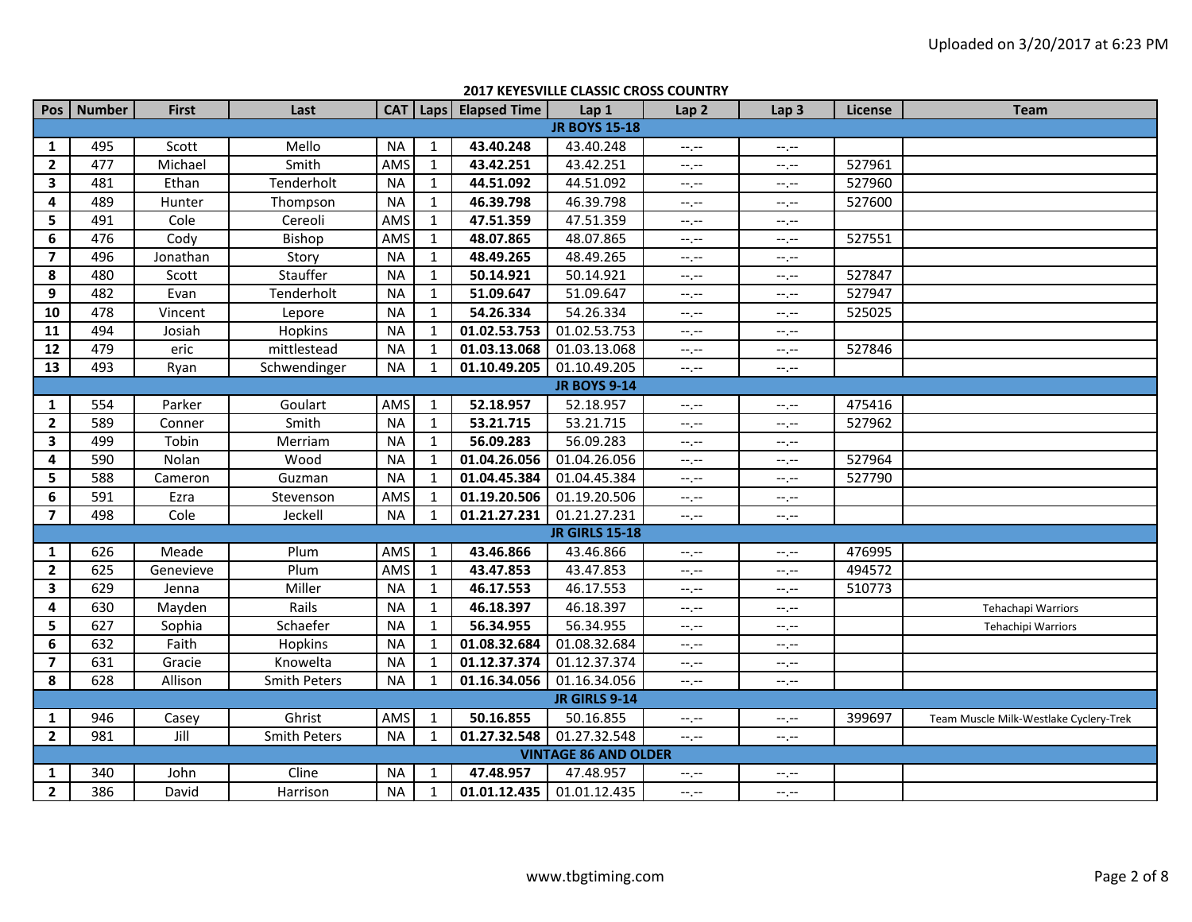## 2017 KEYESVILLE CLASSIC CROSS COUNTRY

| Pos | Number | First | Last | CAT | Laps | Elapsed Time | Lap 1 | Lap 2 | Lap 3 | License | Team |
|---|---|---|---|---|---|---|---|---|---|---|---|
| **JR BOYS 15-18** | | | | | | | | | | | |
| **1** | 495 | Scott | Mello | NA | 1 | **43.40.248** | 43.40.248 | --.-- | --.-- | | |
| **2** | 477 | Michael | Smith | AMS | 1 | **43.42.251** | 43.42.251 | --.-- | --.-- | 527961 | |
| **3** | 481 | Ethan | Tenderholt | NA | 1 | **44.51.092** | 44.51.092 | --.-- | --.-- | 527960 | |
| **4** | 489 | Hunter | Thompson | NA | 1 | **46.39.798** | 46.39.798 | --.-- | --.-- | 527600 | |
| **5** | 491 | Cole | Cereoli | AMS | 1 | **47.51.359** | 47.51.359 | --.-- | --.-- | | |
| **6** | 476 | Cody | Bishop | AMS | 1 | **48.07.865** | 48.07.865 | --.-- | --.-- | 527551 | |
| **7** | 496 | Jonathan | Story | NA | 1 | **48.49.265** | 48.49.265 | --.-- | --.-- | | |
| **8** | 480 | Scott | Stauffer | NA | 1 | **50.14.921** | 50.14.921 | --.-- | --.-- | 527847 | |
| **9** | 482 | Evan | Tenderholt | NA | 1 | **51.09.647** | 51.09.647 | --.-- | --.-- | 527947 | |
| **10** | 478 | Vincent | Lepore | NA | 1 | **54.26.334** | 54.26.334 | --.-- | --.-- | 525025 | |
| **11** | 494 | Josiah | Hopkins | NA | 1 | **01.02.53.753** | 01.02.53.753 | --.-- | --.-- | | |
| **12** | 479 | eric | mittlestead | NA | 1 | **01.03.13.068** | 01.03.13.068 | --.-- | --.-- | 527846 | |
| **13** | 493 | Ryan | Schwendinger | NA | 1 | **01.10.49.205** | 01.10.49.205 | --.-- | --.-- | | |
| **JR BOYS 9-14** | | | | | | | | | | | |
| **1** | 554 | Parker | Goulart | AMS | 1 | **52.18.957** | 52.18.957 | --.-- | --.-- | 475416 | |
| **2** | 589 | Conner | Smith | NA | 1 | **53.21.715** | 53.21.715 | --.-- | --.-- | 527962 | |
| **3** | 499 | Tobin | Merriam | NA | 1 | **56.09.283** | 56.09.283 | --.-- | --.-- | | |
| **4** | 590 | Nolan | Wood | NA | 1 | **01.04.26.056** | 01.04.26.056 | --.-- | --.-- | 527964 | |
| **5** | 588 | Cameron | Guzman | NA | 1 | **01.04.45.384** | 01.04.45.384 | --.-- | --.-- | 527790 | |
| **6** | 591 | Ezra | Stevenson | AMS | 1 | **01.19.20.506** | 01.19.20.506 | --.-- | --.-- | | |
| **7** | 498 | Cole | Jeckell | NA | 1 | **01.21.27.231** | 01.21.27.231 | --.-- | --.-- | | |
| **JR GIRLS 15-18** | | | | | | | | | | | |
| **1** | 626 | Meade | Plum | AMS | 1 | **43.46.866** | 43.46.866 | --.-- | --.-- | 476995 | |
| **2** | 625 | Genevieve | Plum | AMS | 1 | **43.47.853** | 43.47.853 | --.-- | --.-- | 494572 | |
| **3** | 629 | Jenna | Miller | NA | 1 | **46.17.553** | 46.17.553 | --.-- | --.-- | 510773 | |
| **4** | 630 | Mayden | Rails | NA | 1 | **46.18.397** | 46.18.397 | --.-- | --.-- | | Tehachapi Warriors |
| **5** | 627 | Sophia | Schaefer | NA | 1 | **56.34.955** | 56.34.955 | --.-- | --.-- | | Tehachipi Warriors |
| **6** | 632 | Faith | Hopkins | NA | 1 | **01.08.32.684** | 01.08.32.684 | --.-- | --.-- | | |
| **7** | 631 | Gracie | Knowelta | NA | 1 | **01.12.37.374** | 01.12.37.374 | --.-- | --.-- | | |
| **8** | 628 | Allison | Smith Peters | NA | 1 | **01.16.34.056** | 01.16.34.056 | --.-- | --.-- | | |
| **JR GIRLS 9-14** | | | | | | | | | | | |
| **1** | 946 | Casey | Ghrist | AMS | 1 | **50.16.855** | 50.16.855 | --.-- | --.-- | 399697 | Team Muscle Milk-Westlake Cyclery-Trek |
| **2** | 981 | Jill | Smith Peters | NA | 1 | **01.27.32.548** | 01.27.32.548 | --.-- | --.-- | | |
| **VINTAGE 86 AND OLDER** | | | | | | | | | | | |
| **1** | 340 | John | Cline | NA | 1 | **47.48.957** | 47.48.957 | --.-- | --.-- | | |
| **2** | 386 | David | Harrison | NA | 1 | **01.01.12.435** | 01.01.12.435 | --.-- | --.-- | | |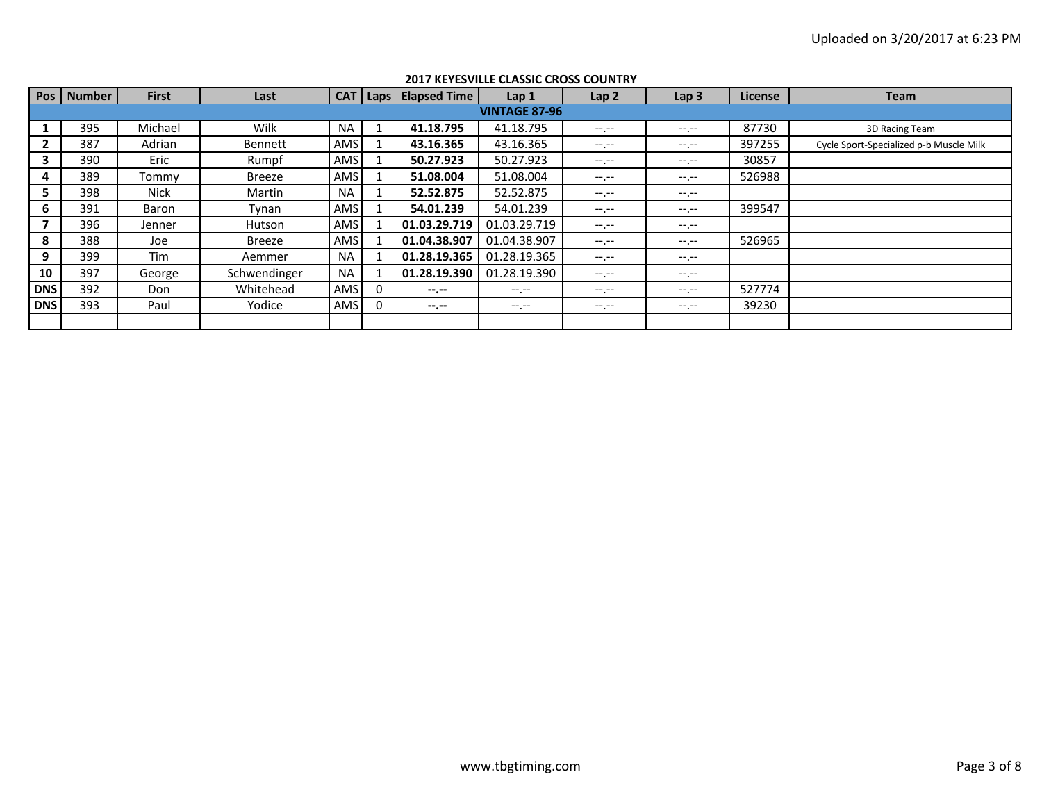## 2017 KEYESVILLE CLASSIC CROSS COUNTRY

| Pos | Number | First | Last | CAT | Laps | Elapsed Time | Lap 1 | Lap 2 | Lap 3 | License | Team |
|---|---|---|---|---|---|---|---|---|---|---|---|
| **VINTAGE 87-96** | | | | | | | | | | | |
| **1** | 395 | Michael | Wilk | NA | 1 | **41.18.795** | 41.18.795 | --.-- | --.-- | 87730 | 3D Racing Team |
| **2** | 387 | Adrian | Bennett | AMS | 1 | **43.16.365** | 43.16.365 | --.-- | --.-- | 397255 | Cycle Sport-Specialized p-b Muscle Milk |
| **3** | 390 | Eric | Rumpf | AMS | 1 | **50.27.923** | 50.27.923 | --.-- | --.-- | 30857 | |
| **4** | 389 | Tommy | Breeze | AMS | 1 | **51.08.004** | 51.08.004 | --.-- | --.-- | 526988 | |
| **5** | 398 | Nick | Martin | NA | 1 | **52.52.875** | 52.52.875 | --.-- | --.-- | | |
| **6** | 391 | Baron | Tynan | AMS | 1 | **54.01.239** | 54.01.239 | --.-- | --.-- | 399547 | |
| **7** | 396 | Jenner | Hutson | AMS | 1 | **01.03.29.719** | 01.03.29.719 | --.-- | --.-- | | |
| **8** | 388 | Joe | Breeze | AMS | 1 | **01.04.38.907** | 01.04.38.907 | --.-- | --.-- | 526965 | |
| **9** | 399 | Tim | Aemmer | NA | 1 | **01.28.19.365** | 01.28.19.365 | --.-- | --.-- | | |
| **10** | 397 | George | Schwendinger | NA | 1 | **01.28.19.390** | 01.28.19.390 | --.-- | --.-- | | |
| **DNS** | 392 | Don | Whitehead | AMS | 0 | **--.--** | --.-- | --.-- | --.-- | 527774 | |
| **DNS** | 393 | Paul | Yodice | AMS | 0 | **--.--** | --.-- | --.-- | --.-- | 39230 | |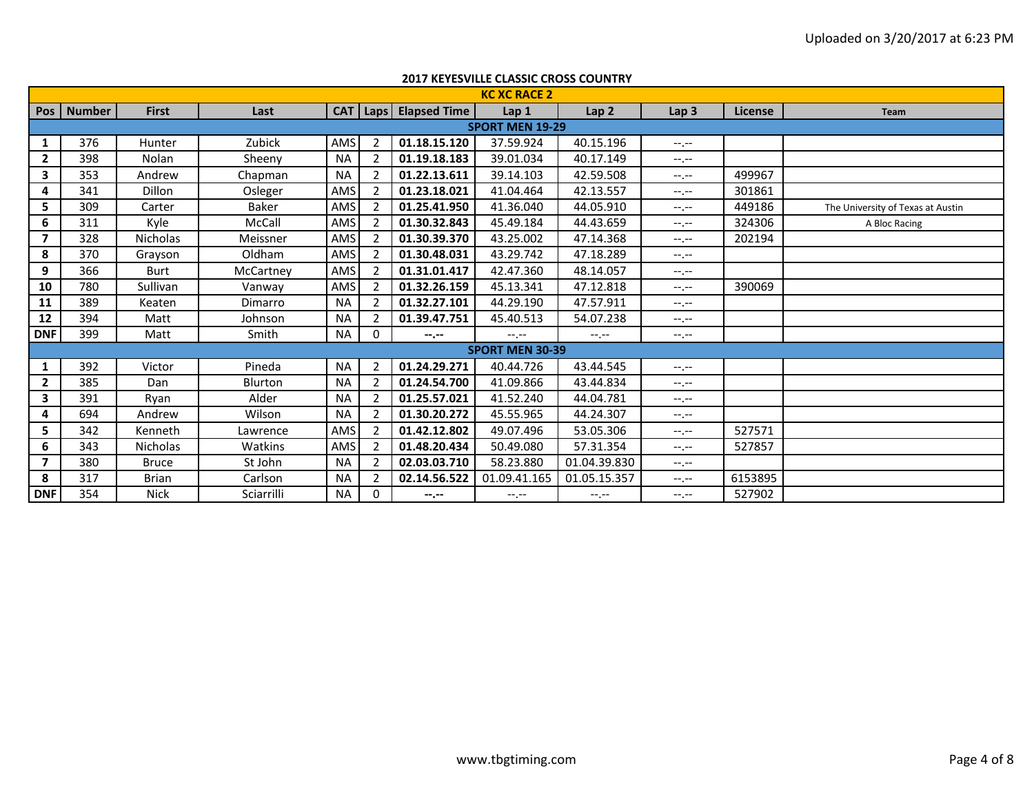**2017 KEYESVILLE CLASSIC CROSS COUNTRY**

| KC XC RACE 2 | | | | | | | | | | | |
|---|---|---|---|---|---|---|---|---|---|---|---|
| **Pos** | **Number** | **First** | **Last** | **CAT** | **Laps** | **Elapsed Time** | **Lap 1** | **Lap 2** | **Lap 3** | **License** | **Team** |
| **SPORT MEN 19-29** | | | | | | | | | | | |
| **1** | 376 | Hunter | Zubick | AMS | 2 | **01.18.15.120** | 37.59.924 | 40.15.196 | --.-- | | |
| **2** | 398 | Nolan | Sheeny | NA | 2 | **01.19.18.183** | 39.01.034 | 40.17.149 | --.-- | | |
| **3** | 353 | Andrew | Chapman | NA | 2 | **01.22.13.611** | 39.14.103 | 42.59.508 | --.-- | 499967 | |
| **4** | 341 | Dillon | Osleger | AMS | 2 | **01.23.18.021** | 41.04.464 | 42.13.557 | --.-- | 301861 | |
| **5** | 309 | Carter | Baker | AMS | 2 | **01.25.41.950** | 41.36.040 | 44.05.910 | --.-- | 449186 | The University of Texas at Austin |
| **6** | 311 | Kyle | McCall | AMS | 2 | **01.30.32.843** | 45.49.184 | 44.43.659 | --.-- | 324306 | A Bloc Racing |
| **7** | 328 | Nicholas | Meissner | AMS | 2 | **01.30.39.370** | 43.25.002 | 47.14.368 | --.-- | 202194 | |
| **8** | 370 | Grayson | Oldham | AMS | 2 | **01.30.48.031** | 43.29.742 | 47.18.289 | --.-- | | |
| **9** | 366 | Burt | McCartney | AMS | 2 | **01.31.01.417** | 42.47.360 | 48.14.057 | --.-- | | |
| **10** | 780 | Sullivan | Vanway | AMS | 2 | **01.32.26.159** | 45.13.341 | 47.12.818 | --.-- | 390069 | |
| **11** | 389 | Keaten | Dimarro | NA | 2 | **01.32.27.101** | 44.29.190 | 47.57.911 | --.-- | | |
| **12** | 394 | Matt | Johnson | NA | 2 | **01.39.47.751** | 45.40.513 | 54.07.238 | --.-- | | |
| **DNF** | 399 | Matt | Smith | NA | 0 | **--.--** | --.-- | --.-- | --.-- | | |
| **SPORT MEN 30-39** | | | | | | | | | | | |
| **1** | 392 | Victor | Pineda | NA | 2 | **01.24.29.271** | 40.44.726 | 43.44.545 | --.-- | | |
| **2** | 385 | Dan | Blurton | NA | 2 | **01.24.54.700** | 41.09.866 | 43.44.834 | --.-- | | |
| **3** | 391 | Ryan | Alder | NA | 2 | **01.25.57.021** | 41.52.240 | 44.04.781 | --.-- | | |
| **4** | 694 | Andrew | Wilson | NA | 2 | **01.30.20.272** | 45.55.965 | 44.24.307 | --.-- | | |
| **5** | 342 | Kenneth | Lawrence | AMS | 2 | **01.42.12.802** | 49.07.496 | 53.05.306 | --.-- | 527571 | |
| **6** | 343 | Nicholas | Watkins | AMS | 2 | **01.48.20.434** | 50.49.080 | 57.31.354 | --.-- | 527857 | |
| **7** | 380 | Bruce | St John | NA | 2 | **02.03.03.710** | 58.23.880 | 01.04.39.830 | --.-- | | |
| **8** | 317 | Brian | Carlson | NA | 2 | **02.14.56.522** | 01.09.41.165 | 01.05.15.357 | --.-- | 6153895 | |
| **DNF** | 354 | Nick | Sciarrilli | NA | 0 | **--.--** | --.-- | --.-- | --.-- | 527902 | |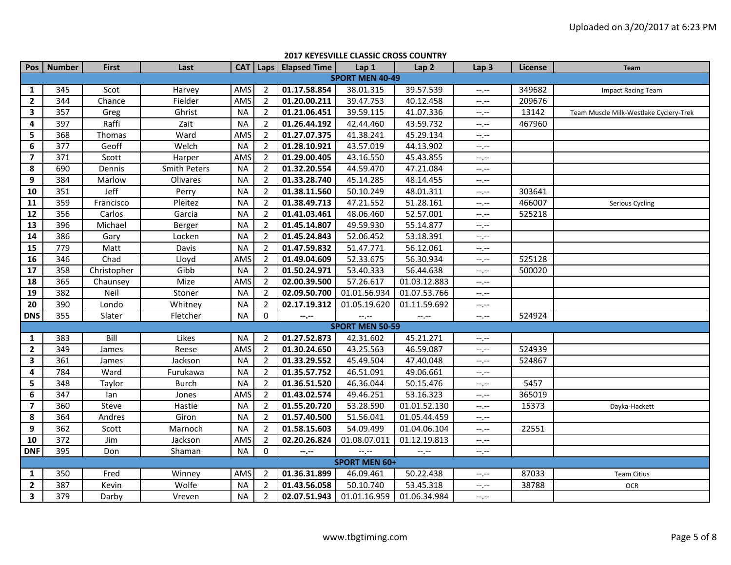# 2017 KEYESVILLE CLASSIC CROSS COUNTRY

| Pos | Number | First | Last | CAT | Laps | Elapsed Time | Lap 1 | Lap 2 | Lap 3 | License | Team |
|---|---|---|---|---|---|---|---|---|---|---|---|
| | | | | | | **SPORT MEN 40-49** | | | | | |
| **1** | 345 | Scot | Harvey | AMS | 2 | **01.17.58.854** | 38.01.315 | 39.57.539 | --.-- | 349682 | Impact Racing Team |
| **2** | 344 | Chance | Fielder | AMS | 2 | **01.20.00.211** | 39.47.753 | 40.12.458 | --.-- | 209676 | |
| **3** | 357 | Greg | Ghrist | NA | 2 | **01.21.06.451** | 39.59.115 | 41.07.336 | --.-- | 13142 | Team Muscle Milk-Westlake Cyclery-Trek |
| **4** | 397 | Raffi | Zait | NA | 2 | **01.26.44.192** | 42.44.460 | 43.59.732 | --.-- | 467960 | |
| **5** | 368 | Thomas | Ward | AMS | 2 | **01.27.07.375** | 41.38.241 | 45.29.134 | --.-- | | |
| **6** | 377 | Geoff | Welch | NA | 2 | **01.28.10.921** | 43.57.019 | 44.13.902 | --.-- | | |
| **7** | 371 | Scott | Harper | AMS | 2 | **01.29.00.405** | 43.16.550 | 45.43.855 | --.-- | | |
| **8** | 690 | Dennis | Smith Peters | NA | 2 | **01.32.20.554** | 44.59.470 | 47.21.084 | --.-- | | |
| **9** | 384 | Marlow | Olivares | NA | 2 | **01.33.28.740** | 45.14.285 | 48.14.455 | --.-- | | |
| **10** | 351 | Jeff | Perry | NA | 2 | **01.38.11.560** | 50.10.249 | 48.01.311 | --.-- | 303641 | |
| **11** | 359 | Francisco | Pleitez | NA | 2 | **01.38.49.713** | 47.21.552 | 51.28.161 | --.-- | 466007 | Serious Cycling |
| **12** | 356 | Carlos | Garcia | NA | 2 | **01.41.03.461** | 48.06.460 | 52.57.001 | --.-- | 525218 | |
| **13** | 396 | Michael | Berger | NA | 2 | **01.45.14.807** | 49.59.930 | 55.14.877 | --.-- | | |
| **14** | 386 | Gary | Locken | NA | 2 | **01.45.24.843** | 52.06.452 | 53.18.391 | --.-- | | |
| **15** | 779 | Matt | Davis | NA | 2 | **01.47.59.832** | 51.47.771 | 56.12.061 | --.-- | | |
| **16** | 346 | Chad | Lloyd | AMS | 2 | **01.49.04.609** | 52.33.675 | 56.30.934 | --.-- | 525128 | |
| **17** | 358 | Christopher | Gibb | NA | 2 | **01.50.24.971** | 53.40.333 | 56.44.638 | --.-- | 500020 | |
| **18** | 365 | Chaunsey | Mize | AMS | 2 | **02.00.39.500** | 57.26.617 | 01.03.12.883 | --.-- | | |
| **19** | 382 | Neil | Stoner | NA | 2 | **02.09.50.700** | 01.01.56.934 | 01.07.53.766 | --.-- | | |
| **20** | 390 | Londo | Whitney | NA | 2 | **02.17.19.312** | 01.05.19.620 | 01.11.59.692 | --.-- | | |
| **DNS** | 355 | Slater | Fletcher | NA | 0 | **--.--** | --.-- | --.-- | --.-- | 524924 | |
| | | | | | | **SPORT MEN 50-59** | | | | | |
| **1** | 383 | Bill | Likes | NA | 2 | **01.27.52.873** | 42.31.602 | 45.21.271 | --.-- | | |
| **2** | 349 | James | Reese | AMS | 2 | **01.30.24.650** | 43.25.563 | 46.59.087 | --.-- | 524939 | |
| **3** | 361 | James | Jackson | NA | 2 | **01.33.29.552** | 45.49.504 | 47.40.048 | --.-- | 524867 | |
| **4** | 784 | Ward | Furukawa | NA | 2 | **01.35.57.752** | 46.51.091 | 49.06.661 | --.-- | | |
| **5** | 348 | Taylor | Burch | NA | 2 | **01.36.51.520** | 46.36.044 | 50.15.476 | --.-- | 5457 | |
| **6** | 347 | Ian | Jones | AMS | 2 | **01.43.02.574** | 49.46.251 | 53.16.323 | --.-- | 365019 | |
| **7** | 360 | Steve | Hastie | NA | 2 | **01.55.20.720** | 53.28.590 | 01.01.52.130 | --.-- | 15373 | Dayka-Hackett |
| **8** | 364 | Andres | Giron | NA | 2 | **01.57.40.500** | 51.56.041 | 01.05.44.459 | --.-- | | |
| **9** | 362 | Scott | Marnoch | NA | 2 | **01.58.15.603** | 54.09.499 | 01.04.06.104 | --.-- | 22551 | |
| **10** | 372 | Jim | Jackson | AMS | 2 | **02.20.26.824** | 01.08.07.011 | 01.12.19.813 | --.-- | | |
| **DNF** | 395 | Don | Shaman | NA | 0 | **--.--** | --.-- | --.-- | --.-- | | |
| | | | | | | **SPORT MEN 60+** | | | | | |
| **1** | 350 | Fred | Winney | AMS | 2 | **01.36.31.899** | 46.09.461 | 50.22.438 | --.-- | 87033 | Team Citius |
| **2** | 387 | Kevin | Wolfe | NA | 2 | **01.43.56.058** | 50.10.740 | 53.45.318 | --.-- | 38788 | OCR |
| **3** | 379 | Darby | Vreven | NA | 2 | **02.07.51.943** | 01.01.16.959 | 01.06.34.984 | --.-- | | |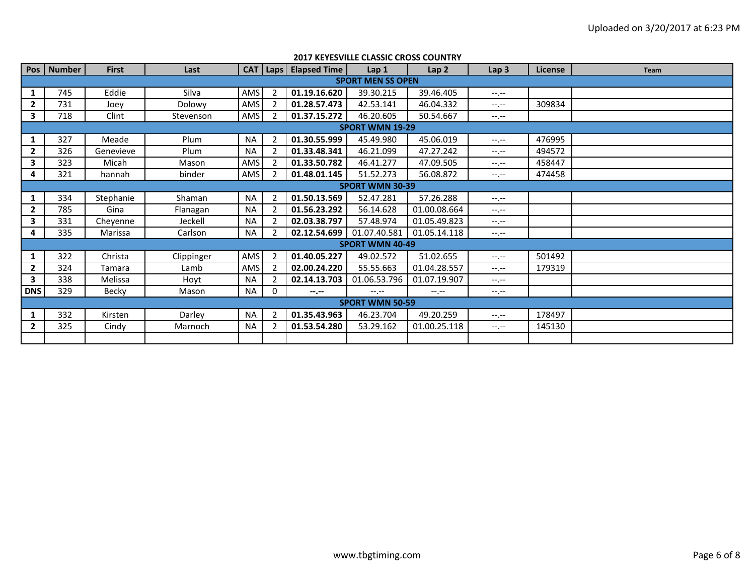Uploaded on 3/20/2017 at 6:23 PM

## 2017 KEYESVILLE CLASSIC CROSS COUNTRY

| Pos | Number | First | Last | CAT | Laps | Elapsed Time | Lap 1 | Lap 2 | Lap 3 | License | Team |
|---|---|---|---|---|---|---|---|---|---|---|---|
| **SPORT MEN SS OPEN** | | | | | | | | | | | |
| **1** | 745 | Eddie | Silva | AMS | 2 | **01.19.16.620** | 39.30.215 | 39.46.405 | --.-- | | |
| **2** | 731 | Joey | Dolowy | AMS | 2 | **01.28.57.473** | 42.53.141 | 46.04.332 | --.-- | 309834 | |
| **3** | 718 | Clint | Stevenson | AMS | 2 | **01.37.15.272** | 46.20.605 | 50.54.667 | --.-- | | |
| **SPORT WMN 19-29** | | | | | | | | | | | |
| **1** | 327 | Meade | Plum | NA | 2 | **01.30.55.999** | 45.49.980 | 45.06.019 | --.-- | 476995 | |
| **2** | 326 | Genevieve | Plum | NA | 2 | **01.33.48.341** | 46.21.099 | 47.27.242 | --.-- | 494572 | |
| **3** | 323 | Micah | Mason | AMS | 2 | **01.33.50.782** | 46.41.277 | 47.09.505 | --.-- | 458447 | |
| **4** | 321 | hannah | binder | AMS | 2 | **01.48.01.145** | 51.52.273 | 56.08.872 | --.-- | 474458 | |
| **SPORT WMN 30-39** | | | | | | | | | | | |
| **1** | 334 | Stephanie | Shaman | NA | 2 | **01.50.13.569** | 52.47.281 | 57.26.288 | --.-- | | |
| **2** | 785 | Gina | Flanagan | NA | 2 | **01.56.23.292** | 56.14.628 | 01.00.08.664 | --.-- | | |
| **3** | 331 | Cheyenne | Jeckell | NA | 2 | **02.03.38.797** | 57.48.974 | 01.05.49.823 | --.-- | | |
| **4** | 335 | Marissa | Carlson | NA | 2 | **02.12.54.699** | 01.07.40.581 | 01.05.14.118 | --.-- | | |
| **SPORT WMN 40-49** | | | | | | | | | | | |
| **1** | 322 | Christa | Clippinger | AMS | 2 | **01.40.05.227** | 49.02.572 | 51.02.655 | --.-- | 501492 | |
| **2** | 324 | Tamara | Lamb | AMS | 2 | **02.00.24.220** | 55.55.663 | 01.04.28.557 | --.-- | 179319 | |
| **3** | 338 | Melissa | Hoyt | NA | 2 | **02.14.13.703** | 01.06.53.796 | 01.07.19.907 | --.-- | | |
| **DNS** | 329 | Becky | Mason | NA | 0 | **--.--** | --.-- | --.-- | --.-- | | |
| **SPORT WMN 50-59** | | | | | | | | | | | |
| **1** | 332 | Kirsten | Darley | NA | 2 | **01.35.43.963** | 46.23.704 | 49.20.259 | --.-- | 178497 | |
| **2** | 325 | Cindy | Marnoch | NA | 2 | **01.53.54.280** | 53.29.162 | 01.00.25.118 | --.-- | 145130 | |

www.tbgtiming.com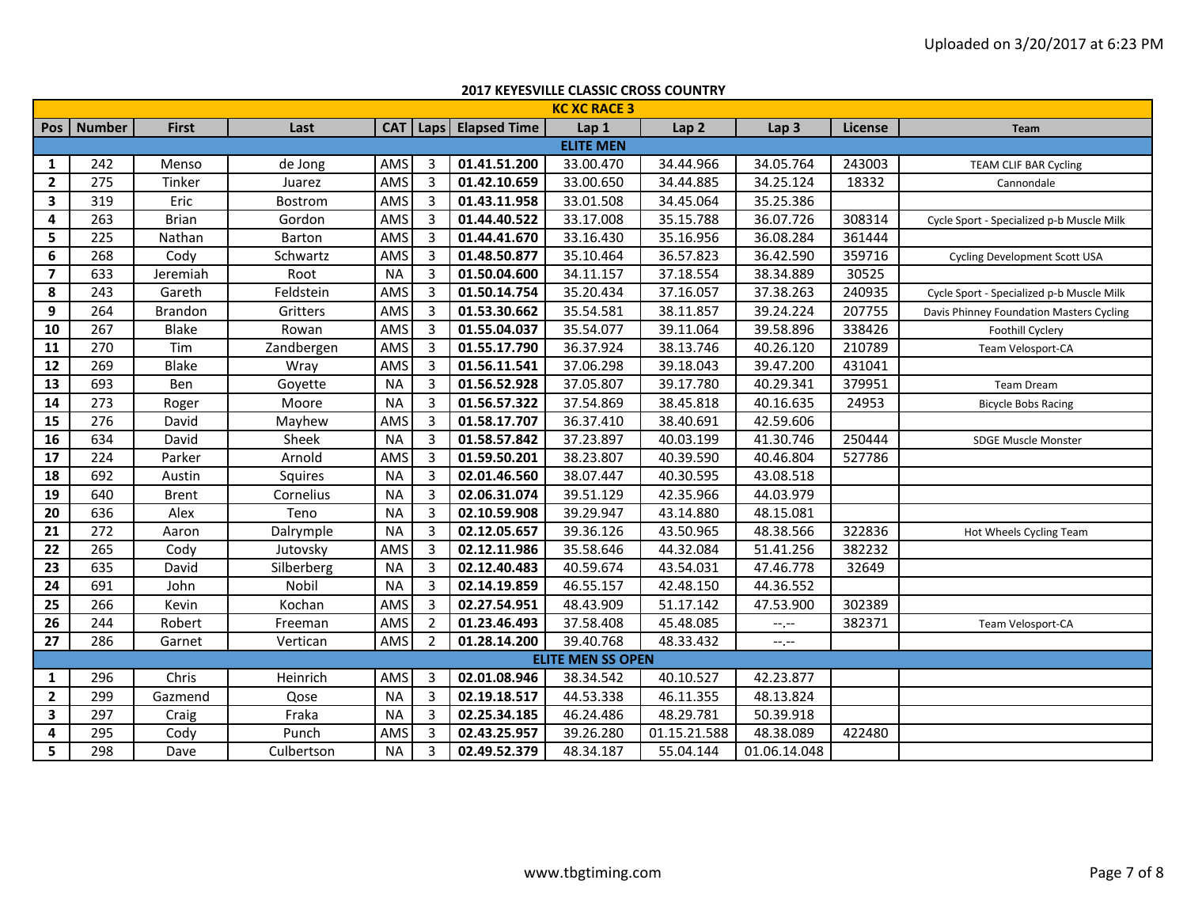Uploaded on 3/20/2017 at 6:23 PM

## 2017 KEYESVILLE CLASSIC CROSS COUNTRY

| KC XC RACE 3 | | | | | | | | | | | |
|---|---|---|---|---|---|---|---|---|---|---|---|
| **Pos** | **Number** | **First** | **Last** | **CAT** | **Laps** | **Elapsed Time** | **Lap 1** | **Lap 2** | **Lap 3** | **License** | **Team** |
| **ELITE MEN** | | | | | | | | | | | |
| **1** | 242 | Menso | de Jong | AMS | 3 | **01.41.51.200** | 33.00.470 | 34.44.966 | 34.05.764 | 243003 | TEAM CLIF BAR Cycling |
| **2** | 275 | Tinker | Juarez | AMS | 3 | **01.42.10.659** | 33.00.650 | 34.44.885 | 34.25.124 | 18332 | Cannondale |
| **3** | 319 | Eric | Bostrom | AMS | 3 | **01.43.11.958** | 33.01.508 | 34.45.064 | 35.25.386 | | |
| **4** | 263 | Brian | Gordon | AMS | 3 | **01.44.40.522** | 33.17.008 | 35.15.788 | 36.07.726 | 308314 | Cycle Sport - Specialized p-b Muscle Milk |
| **5** | 225 | Nathan | Barton | AMS | 3 | **01.44.41.670** | 33.16.430 | 35.16.956 | 36.08.284 | 361444 | |
| **6** | 268 | Cody | Schwartz | AMS | 3 | **01.48.50.877** | 35.10.464 | 36.57.823 | 36.42.590 | 359716 | Cycling Development Scott USA |
| **7** | 633 | Jeremiah | Root | NA | 3 | **01.50.04.600** | 34.11.157 | 37.18.554 | 38.34.889 | 30525 | |
| **8** | 243 | Gareth | Feldstein | AMS | 3 | **01.50.14.754** | 35.20.434 | 37.16.057 | 37.38.263 | 240935 | Cycle Sport - Specialized p-b Muscle Milk |
| **9** | 264 | Brandon | Gritters | AMS | 3 | **01.53.30.662** | 35.54.581 | 38.11.857 | 39.24.224 | 207755 | Davis Phinney Foundation Masters Cycling |
| **10** | 267 | Blake | Rowan | AMS | 3 | **01.55.04.037** | 35.54.077 | 39.11.064 | 39.58.896 | 338426 | Foothill Cyclery |
| **11** | 270 | Tim | Zandbergen | AMS | 3 | **01.55.17.790** | 36.37.924 | 38.13.746 | 40.26.120 | 210789 | Team Velosport-CA |
| **12** | 269 | Blake | Wray | AMS | 3 | **01.56.11.541** | 37.06.298 | 39.18.043 | 39.47.200 | 431041 | |
| **13** | 693 | Ben | Goyette | NA | 3 | **01.56.52.928** | 37.05.807 | 39.17.780 | 40.29.341 | 379951 | Team Dream |
| **14** | 273 | Roger | Moore | NA | 3 | **01.56.57.322** | 37.54.869 | 38.45.818 | 40.16.635 | 24953 | Bicycle Bobs Racing |
| **15** | 276 | David | Mayhew | AMS | 3 | **01.58.17.707** | 36.37.410 | 38.40.691 | 42.59.606 | | |
| **16** | 634 | David | Sheek | NA | 3 | **01.58.57.842** | 37.23.897 | 40.03.199 | 41.30.746 | 250444 | SDGE Muscle Monster |
| **17** | 224 | Parker | Arnold | AMS | 3 | **01.59.50.201** | 38.23.807 | 40.39.590 | 40.46.804 | 527786 | |
| **18** | 692 | Austin | Squires | NA | 3 | **02.01.46.560** | 38.07.447 | 40.30.595 | 43.08.518 | | |
| **19** | 640 | Brent | Cornelius | NA | 3 | **02.06.31.074** | 39.51.129 | 42.35.966 | 44.03.979 | | |
| **20** | 636 | Alex | Teno | NA | 3 | **02.10.59.908** | 39.29.947 | 43.14.880 | 48.15.081 | | |
| **21** | 272 | Aaron | Dalrymple | NA | 3 | **02.12.05.657** | 39.36.126 | 43.50.965 | 48.38.566 | 322836 | Hot Wheels Cycling Team |
| **22** | 265 | Cody | Jutovsky | AMS | 3 | **02.12.11.986** | 35.58.646 | 44.32.084 | 51.41.256 | 382232 | |
| **23** | 635 | David | Silberberg | NA | 3 | **02.12.40.483** | 40.59.674 | 43.54.031 | 47.46.778 | 32649 | |
| **24** | 691 | John | Nobil | NA | 3 | **02.14.19.859** | 46.55.157 | 42.48.150 | 44.36.552 | | |
| **25** | 266 | Kevin | Kochan | AMS | 3 | **02.27.54.951** | 48.43.909 | 51.17.142 | 47.53.900 | 302389 | |
| **26** | 244 | Robert | Freeman | AMS | 2 | **01.23.46.493** | 37.58.408 | 45.48.085 | --.-- | 382371 | Team Velosport-CA |
| **27** | 286 | Garnet | Vertican | AMS | 2 | **01.28.14.200** | 39.40.768 | 48.33.432 | --.-- | | |
| **ELITE MEN SS OPEN** | | | | | | | | | | | |
| **1** | 296 | Chris | Heinrich | AMS | 3 | **02.01.08.946** | 38.34.542 | 40.10.527 | 42.23.877 | | |
| **2** | 299 | Gazmend | Qose | NA | 3 | **02.19.18.517** | 44.53.338 | 46.11.355 | 48.13.824 | | |
| **3** | 297 | Craig | Fraka | NA | 3 | **02.25.34.185** | 46.24.486 | 48.29.781 | 50.39.918 | | |
| **4** | 295 | Cody | Punch | AMS | 3 | **02.43.25.957** | 39.26.280 | 01.15.21.588 | 48.38.089 | 422480 | |
| **5** | 298 | Dave | Culbertson | NA | 3 | **02.49.52.379** | 48.34.187 | 55.04.144 | 01.06.14.048 | | |

www.tbgtiming.com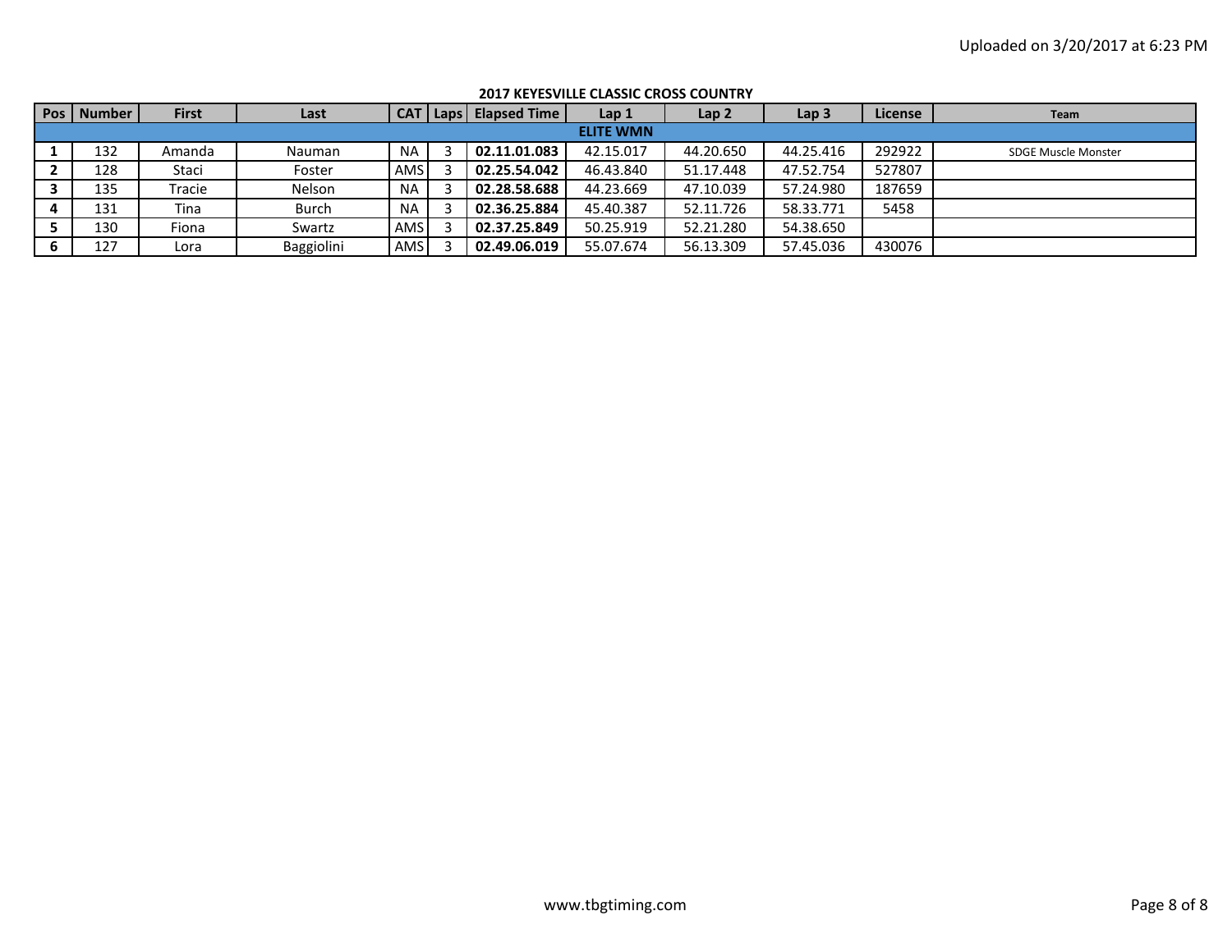**2017 KEYESVILLE CLASSIC CROSS COUNTRY**

| Pos | Number | First | Last | CAT | Laps | Elapsed Time | Lap 1 | Lap 2 | Lap 3 | License | Team |
|---|---|---|---|---|---|---|---|---|---|---|---|
| **ELITE WMN** | | | | | | | | | | | |
| **1** | 132 | Amanda | Nauman | NA | 3 | **02.11.01.083** | 42.15.017 | 44.20.650 | 44.25.416 | 292922 | SDGE Muscle Monster |
| **2** | 128 | Staci | Foster | AMS | 3 | **02.25.54.042** | 46.43.840 | 51.17.448 | 47.52.754 | 527807 | |
| **3** | 135 | Tracie | Nelson | NA | 3 | **02.28.58.688** | 44.23.669 | 47.10.039 | 57.24.980 | 187659 | |
| **4** | 131 | Tina | Burch | NA | 3 | **02.36.25.884** | 45.40.387 | 52.11.726 | 58.33.771 | 5458 | |
| **5** | 130 | Fiona | Swartz | AMS | 3 | **02.37.25.849** | 50.25.919 | 52.21.280 | 54.38.650 | | |
| **6** | 127 | Lora | Baggiolini | AMS | 3 | **02.49.06.019** | 55.07.674 | 56.13.309 | 57.45.036 | 430076 | |